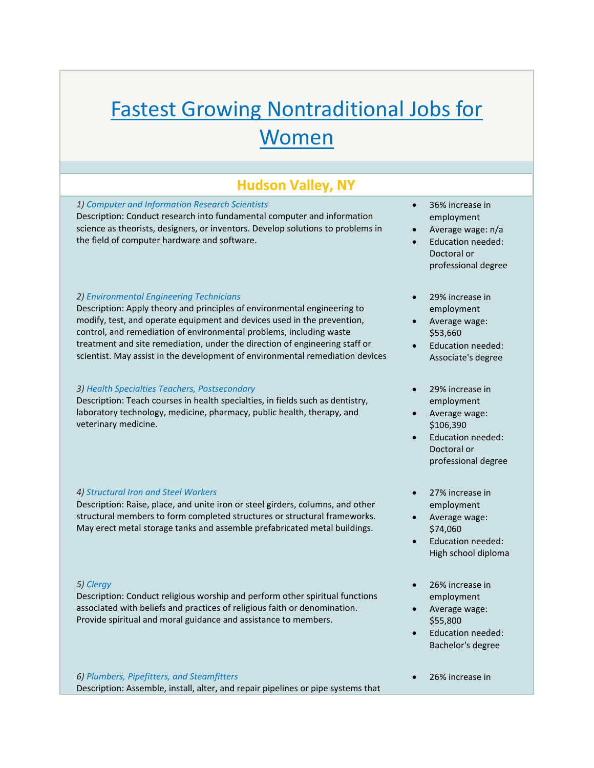# Fastest Growing Nontraditional Jobs for Women

## Hudson Valley, NY

*1) Computer and Information Research Scientists*

Description: Conduct research into fundamental computer and information science as theorists, designers, or inventors. Develop solutions to problems in the field of computer hardware and software.

- 36% increase in employment
- Average wage: n/a
- Education needed: Doctoral or professional degree

*2) Environmental Engineering Technicians*

Description: Apply theory and principles of environmental engineering to modify, test, and operate equipment and devices used in the prevention, control, and remediation of environmental problems, including waste treatment and site remediation, under the direction of engineering staff or scientist. May assist in the development of environmental remediation devices

- 29% increase in employment
- Average wage: $53,660
- Education needed: Associate's degree

*3) Health Specialties Teachers, Postsecondary*

Description: Teach courses in health specialties, in fields such as dentistry, laboratory technology, medicine, pharmacy, public health, therapy, and veterinary medicine.

- 29% increase in employment
- Average wage: $106,390
- Education needed: Doctoral or professional degree

*4) Structural Iron and Steel Workers*

Description: Raise, place, and unite iron or steel girders, columns, and other structural members to form completed structures or structural frameworks. May erect metal storage tanks and assemble prefabricated metal buildings.

- 27% increase in employment
- Average wage: $74,060
- Education needed: High school diploma

*5) Clergy*

Description: Conduct religious worship and perform other spiritual functions associated with beliefs and practices of religious faith or denomination. Provide spiritual and moral guidance and assistance to members.

- 26% increase in employment
- Average wage: $55,800
- Education needed: Bachelor's degree

*6) Plumbers, Pipefitters, and Steamfitters*

Description: Assemble, install, alter, and repair pipelines or pipe systems that

- 26% increase in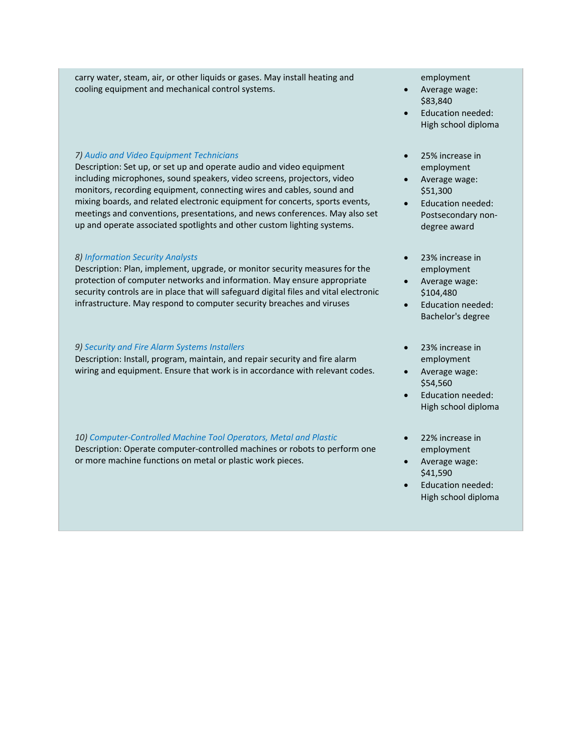carry water, steam, air, or other liquids or gases. May install heating and cooling equipment and mechanical control systems.

- employment
- Average wage: $83,840
- Education needed: High school diploma

*7) Audio and Video Equipment Technicians*

Description: Set up, or set up and operate audio and video equipment including microphones, sound speakers, video screens, projectors, video monitors, recording equipment, connecting wires and cables, sound and mixing boards, and related electronic equipment for concerts, sports events, meetings and conventions, presentations, and news conferences. May also set up and operate associated spotlights and other custom lighting systems.

- 25% increase in employment
- Average wage: $51,300
- Education needed: Postsecondary non-degree award

*8) Information Security Analysts*

Description: Plan, implement, upgrade, or monitor security measures for the protection of computer networks and information. May ensure appropriate security controls are in place that will safeguard digital files and vital electronic infrastructure. May respond to computer security breaches and viruses

- 23% increase in employment
- Average wage: $104,480
- Education needed: Bachelor's degree

*9) Security and Fire Alarm Systems Installers*

Description: Install, program, maintain, and repair security and fire alarm wiring and equipment. Ensure that work is in accordance with relevant codes.

- 23% increase in employment
- Average wage: $54,560
- Education needed: High school diploma

*10) Computer-Controlled Machine Tool Operators, Metal and Plastic*

Description: Operate computer-controlled machines or robots to perform one or more machine functions on metal or plastic work pieces.

- 22% increase in employment
- Average wage: $41,590
- Education needed: High school diploma